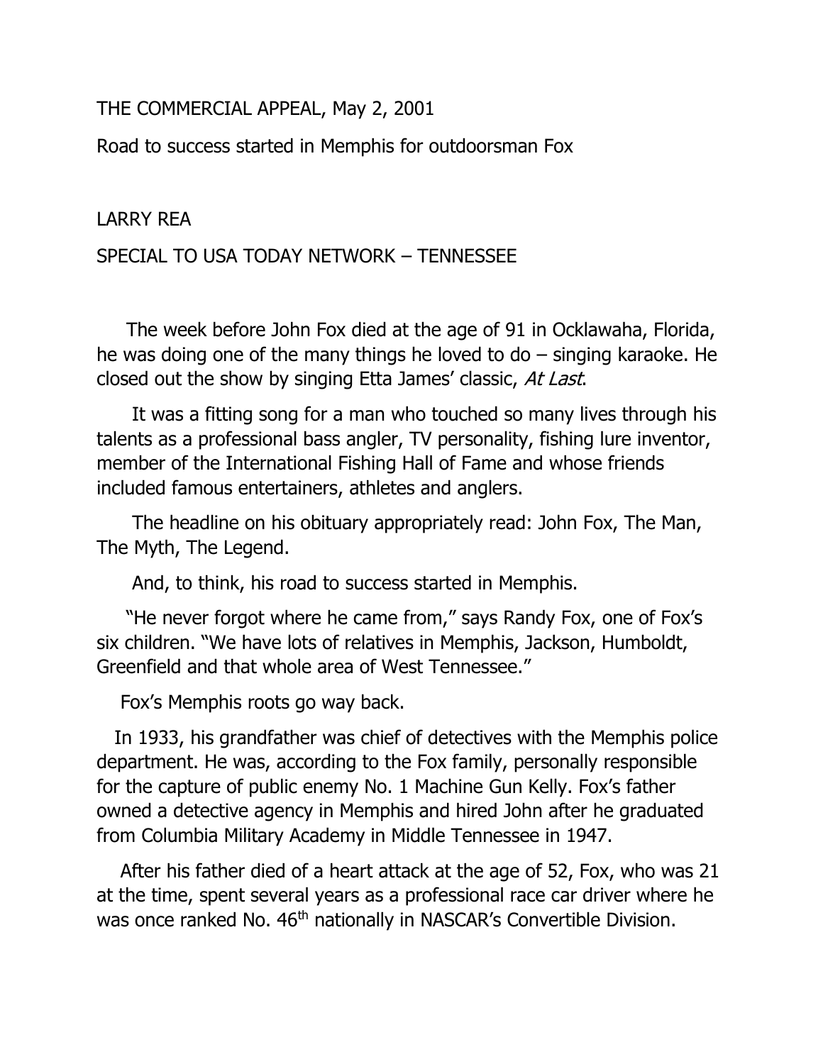THE COMMERCIAL APPEAL, May 2, 2001

Road to success started in Memphis for outdoorsman Fox

LARRY REA

SPECIAL TO USA TODAY NETWORK – TENNESSEE

The week before John Fox died at the age of 91 in Ocklawaha, Florida, he was doing one of the many things he loved to do – singing karaoke. He closed out the show by singing Etta James' classic, *At Last*.

It was a fitting song for a man who touched so many lives through his talents as a professional bass angler, TV personality, fishing lure inventor, member of the International Fishing Hall of Fame and whose friends included famous entertainers, athletes and anglers.

The headline on his obituary appropriately read: John Fox, The Man, The Myth, The Legend.

And, to think, his road to success started in Memphis.

"He never forgot where he came from," says Randy Fox, one of Fox's six children. "We have lots of relatives in Memphis, Jackson, Humboldt, Greenfield and that whole area of West Tennessee."

Fox's Memphis roots go way back.

In 1933, his grandfather was chief of detectives with the Memphis police department. He was, according to the Fox family, personally responsible for the capture of public enemy No. 1 Machine Gun Kelly. Fox's father owned a detective agency in Memphis and hired John after he graduated from Columbia Military Academy in Middle Tennessee in 1947.

After his father died of a heart attack at the age of 52, Fox, who was 21 at the time, spent several years as a professional race car driver where he was once ranked No. 46th nationally in NASCAR's Convertible Division.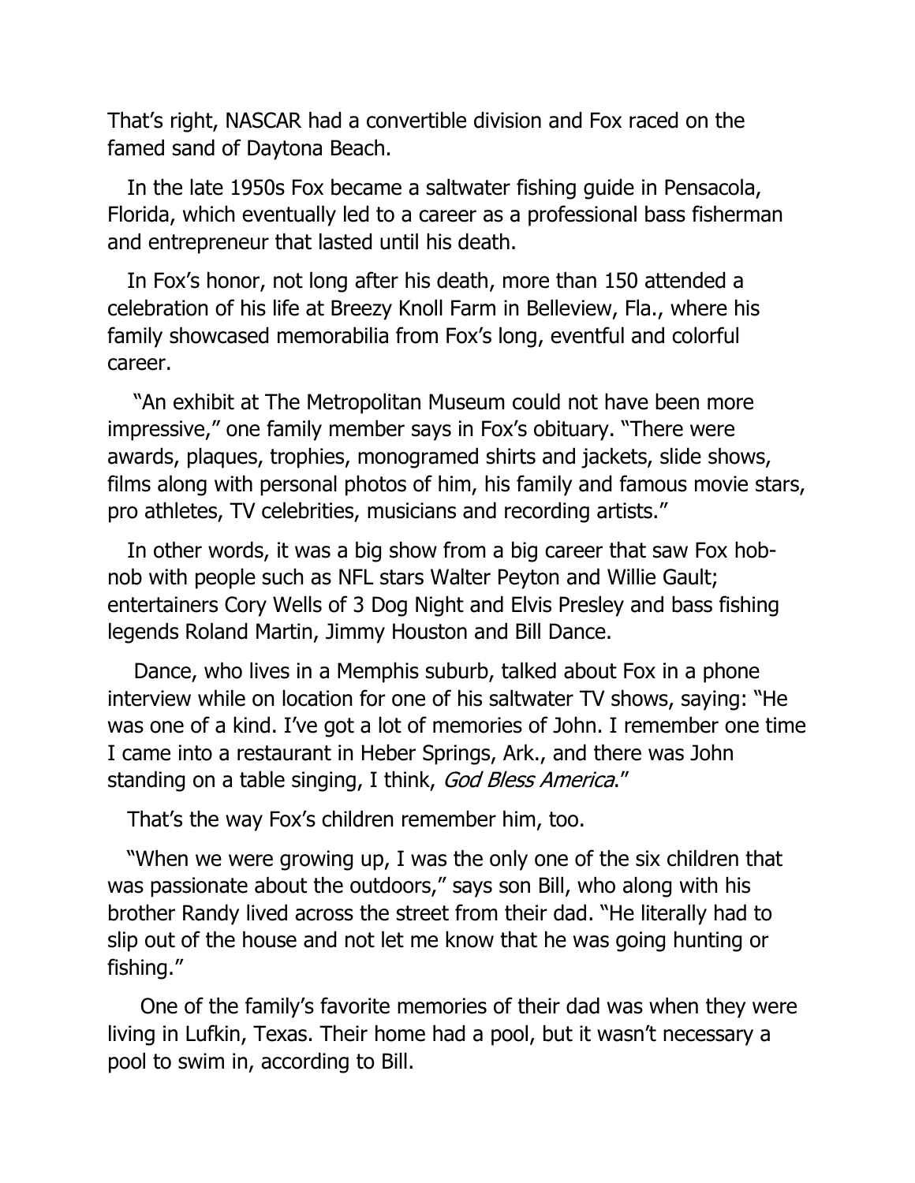That's right, NASCAR had a convertible division and Fox raced on the famed sand of Daytona Beach.

In the late 1950s Fox became a saltwater fishing guide in Pensacola, Florida, which eventually led to a career as a professional bass fisherman and entrepreneur that lasted until his death.

In Fox's honor, not long after his death, more than 150 attended a celebration of his life at Breezy Knoll Farm in Belleview, Fla., where his family showcased memorabilia from Fox's long, eventful and colorful career.

"An exhibit at The Metropolitan Museum could not have been more impressive," one family member says in Fox's obituary. "There were awards, plaques, trophies, monogramed shirts and jackets, slide shows, films along with personal photos of him, his family and famous movie stars, pro athletes, TV celebrities, musicians and recording artists."

In other words, it was a big show from a big career that saw Fox hob-nob with people such as NFL stars Walter Peyton and Willie Gault; entertainers Cory Wells of 3 Dog Night and Elvis Presley and bass fishing legends Roland Martin, Jimmy Houston and Bill Dance.

Dance, who lives in a Memphis suburb, talked about Fox in a phone interview while on location for one of his saltwater TV shows, saying: "He was one of a kind. I've got a lot of memories of John. I remember one time I came into a restaurant in Heber Springs, Ark., and there was John standing on a table singing, I think, *God Bless America*."

That's the way Fox's children remember him, too.

"When we were growing up, I was the only one of the six children that was passionate about the outdoors," says son Bill, who along with his brother Randy lived across the street from their dad. "He literally had to slip out of the house and not let me know that he was going hunting or fishing."

One of the family's favorite memories of their dad was when they were living in Lufkin, Texas. Their home had a pool, but it wasn't necessary a pool to swim in, according to Bill.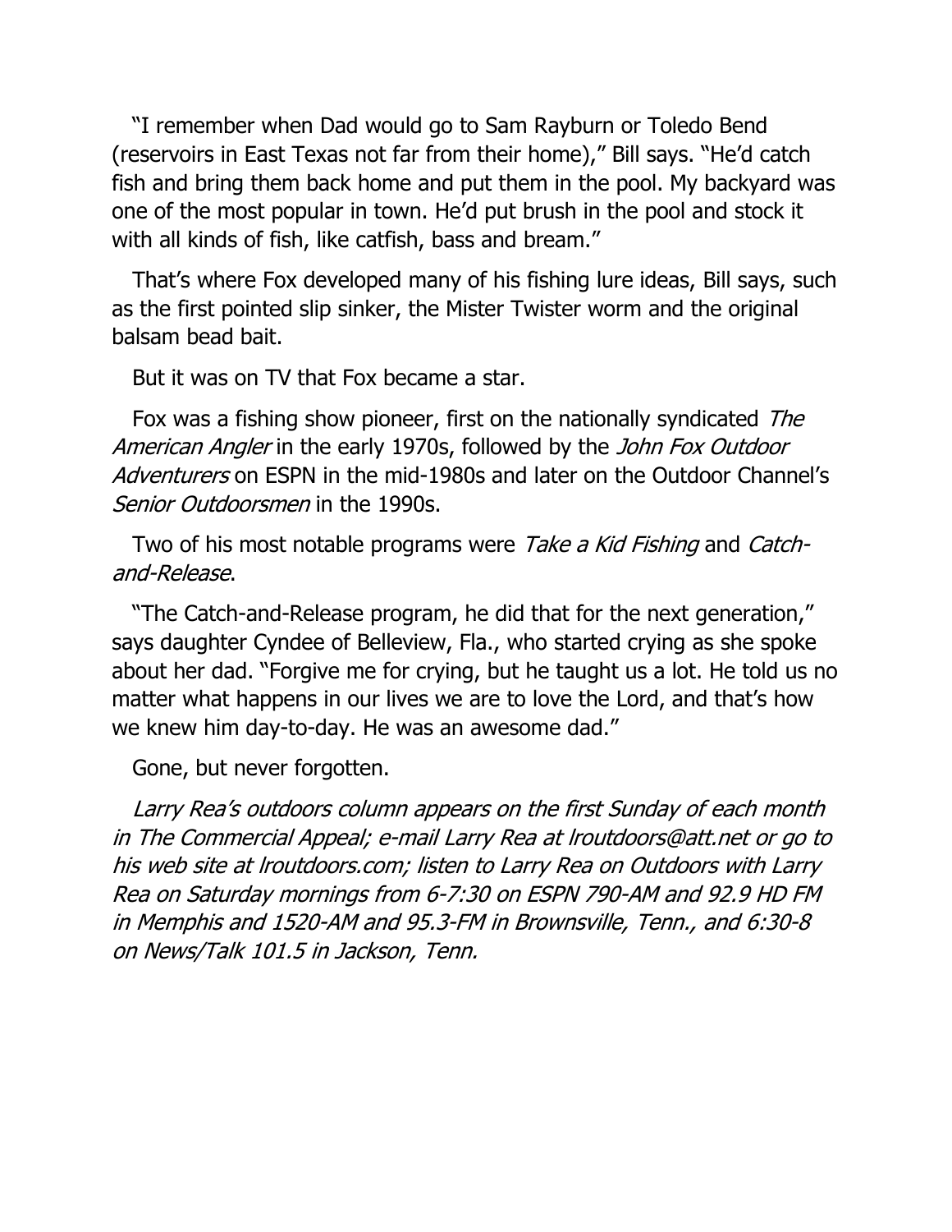"I remember when Dad would go to Sam Rayburn or Toledo Bend (reservoirs in East Texas not far from their home)," Bill says. "He'd catch fish and bring them back home and put them in the pool. My backyard was one of the most popular in town. He'd put brush in the pool and stock it with all kinds of fish, like catfish, bass and bream."

That's where Fox developed many of his fishing lure ideas, Bill says, such as the first pointed slip sinker, the Mister Twister worm and the original balsam bead bait.

But it was on TV that Fox became a star.

Fox was a fishing show pioneer, first on the nationally syndicated *The American Angler* in the early 1970s, followed by the *John Fox Outdoor Adventurers* on ESPN in the mid-1980s and later on the Outdoor Channel's *Senior Outdoorsmen* in the 1990s.

Two of his most notable programs were *Take a Kid Fishing* and *Catch-and-Release*.

"The Catch-and-Release program, he did that for the next generation," says daughter Cyndee of Belleview, Fla., who started crying as she spoke about her dad. "Forgive me for crying, but he taught us a lot. He told us no matter what happens in our lives we are to love the Lord, and that's how we knew him day-to-day. He was an awesome dad."

Gone, but never forgotten.

*Larry Rea's outdoors column appears on the first Sunday of each month in The Commercial Appeal; e-mail Larry Rea at lroutdoors@att.net or go to his web site at lroutdoors.com; listen to Larry Rea on Outdoors with Larry Rea on Saturday mornings from 6-7:30 on ESPN 790-AM and 92.9 HD FM in Memphis and 1520-AM and 95.3-FM in Brownsville, Tenn., and 6:30-8 on News/Talk 101.5 in Jackson, Tenn.*